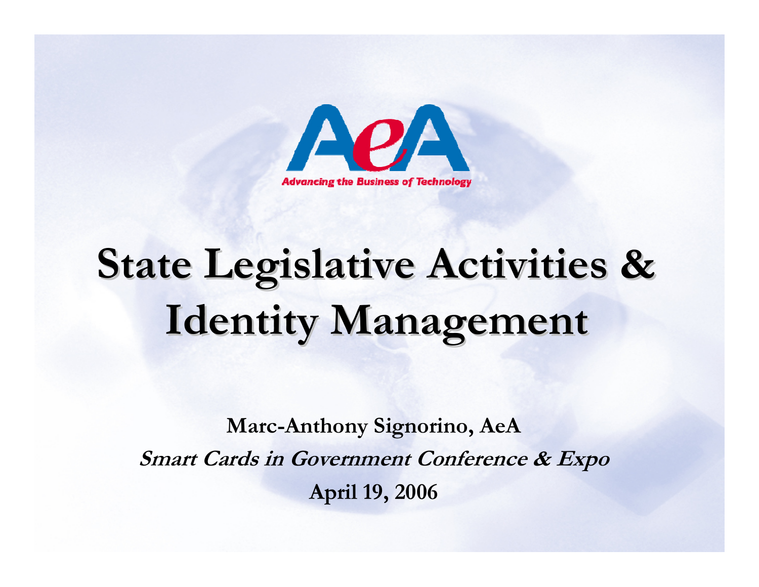AeA

*Advancing the Business of Technology*

# State Legislative Activities & Identity Management

**Marc-Anthony Signorino, AeA**

***Smart Cards in Government Conference & Expo***

**April 19, 2006**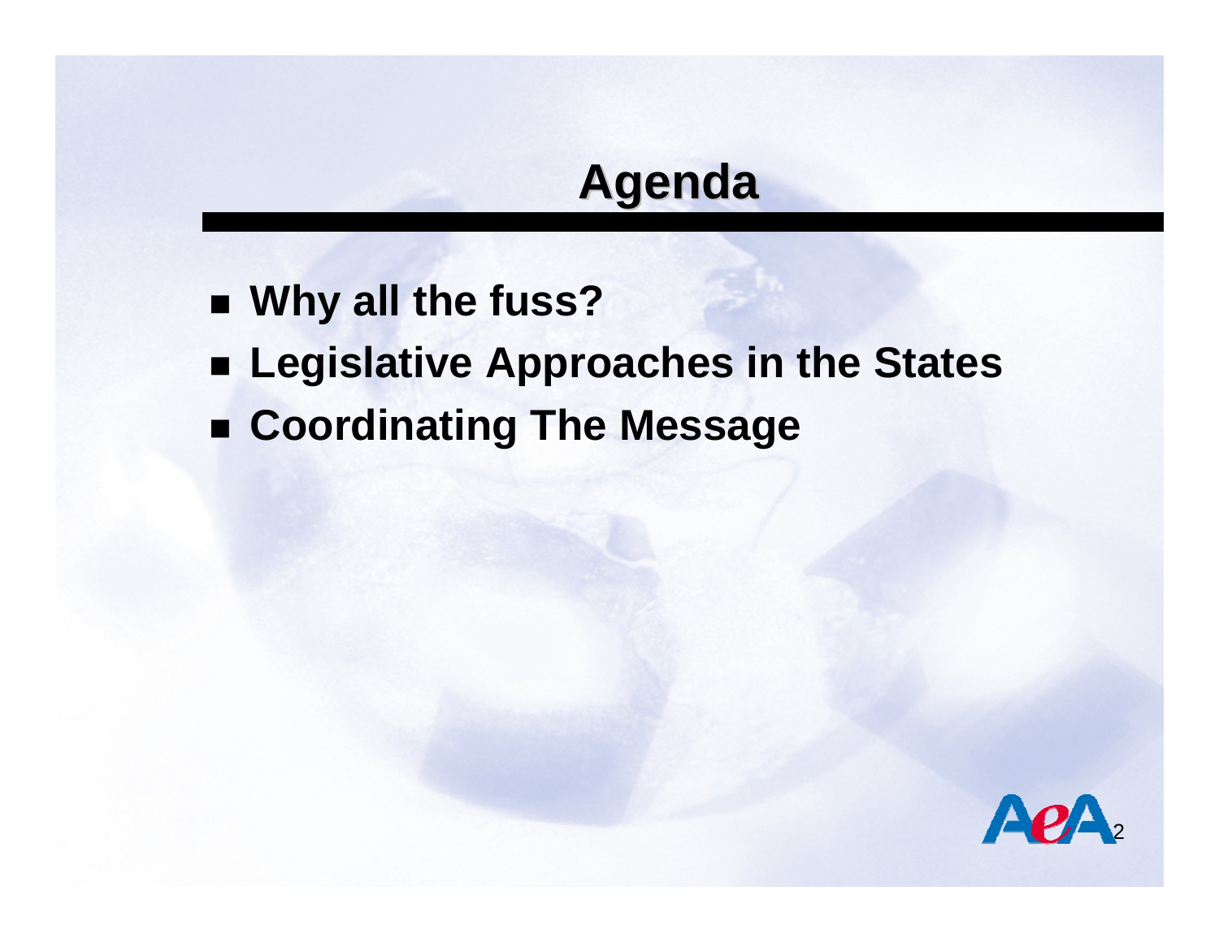# Agenda

- Why all the fuss?
- Legislative Approaches in the States
- Coordinating The Message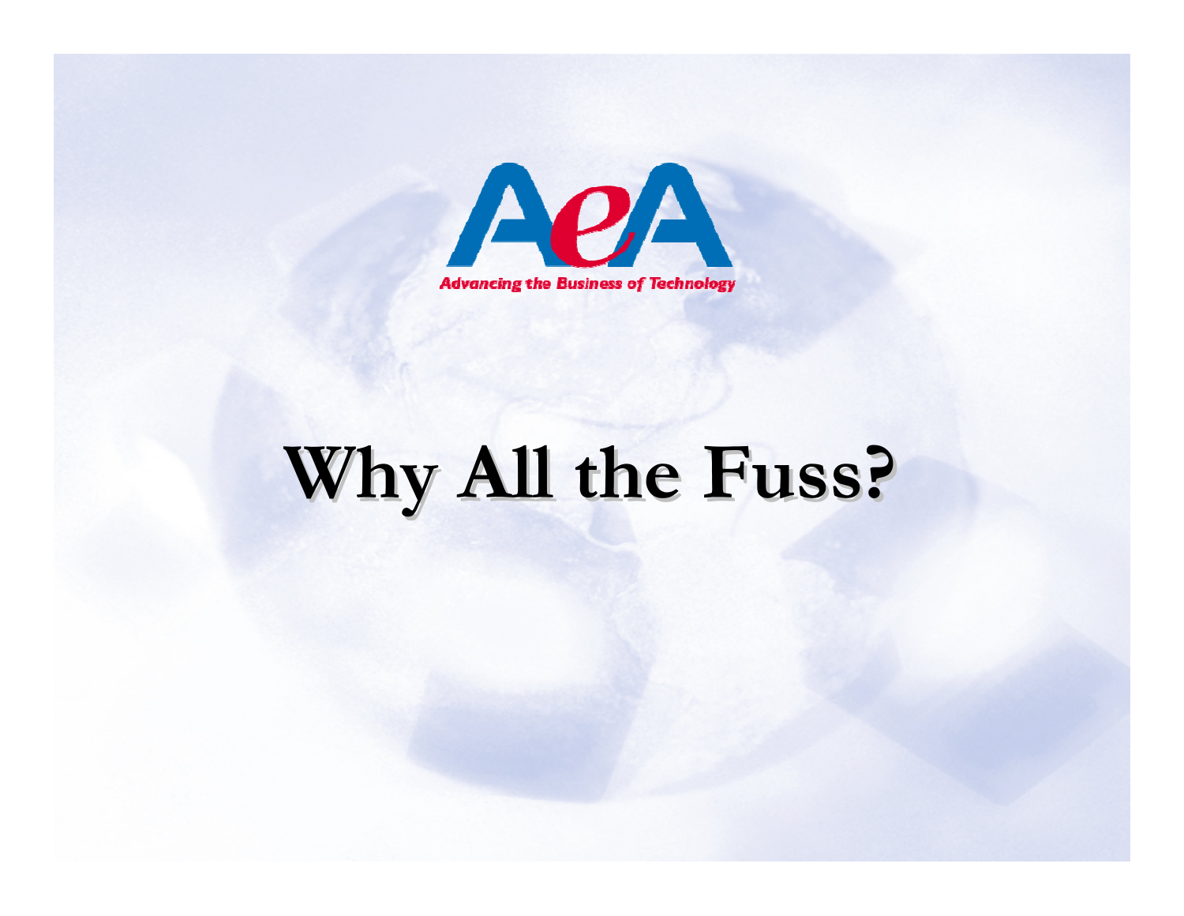AeA

Advancing the Business of Technology

# Why All the Fuss?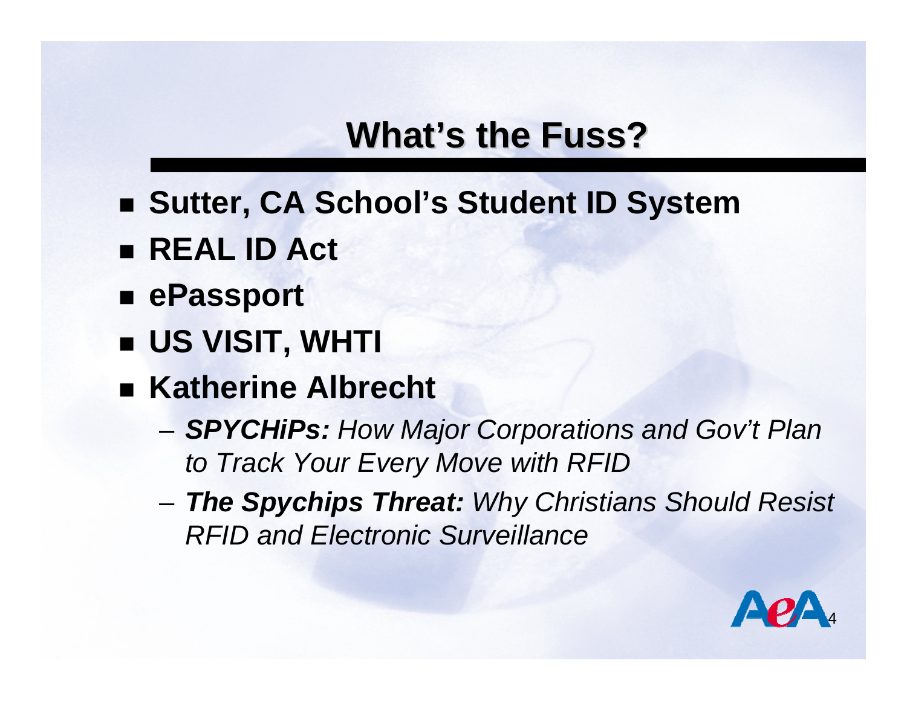# What's the Fuss?

- **Sutter, CA School's Student ID System**
- **REAL ID Act**
- **ePassport**
- **US VISIT, WHTI**
- **Katherine Albrecht**
  - ***SPYCHiPs:*** *How Major Corporations and Gov't Plan to Track Your Every Move with RFID*
  - ***The Spychips Threat:*** *Why Christians Should Resist RFID and Electronic Surveillance*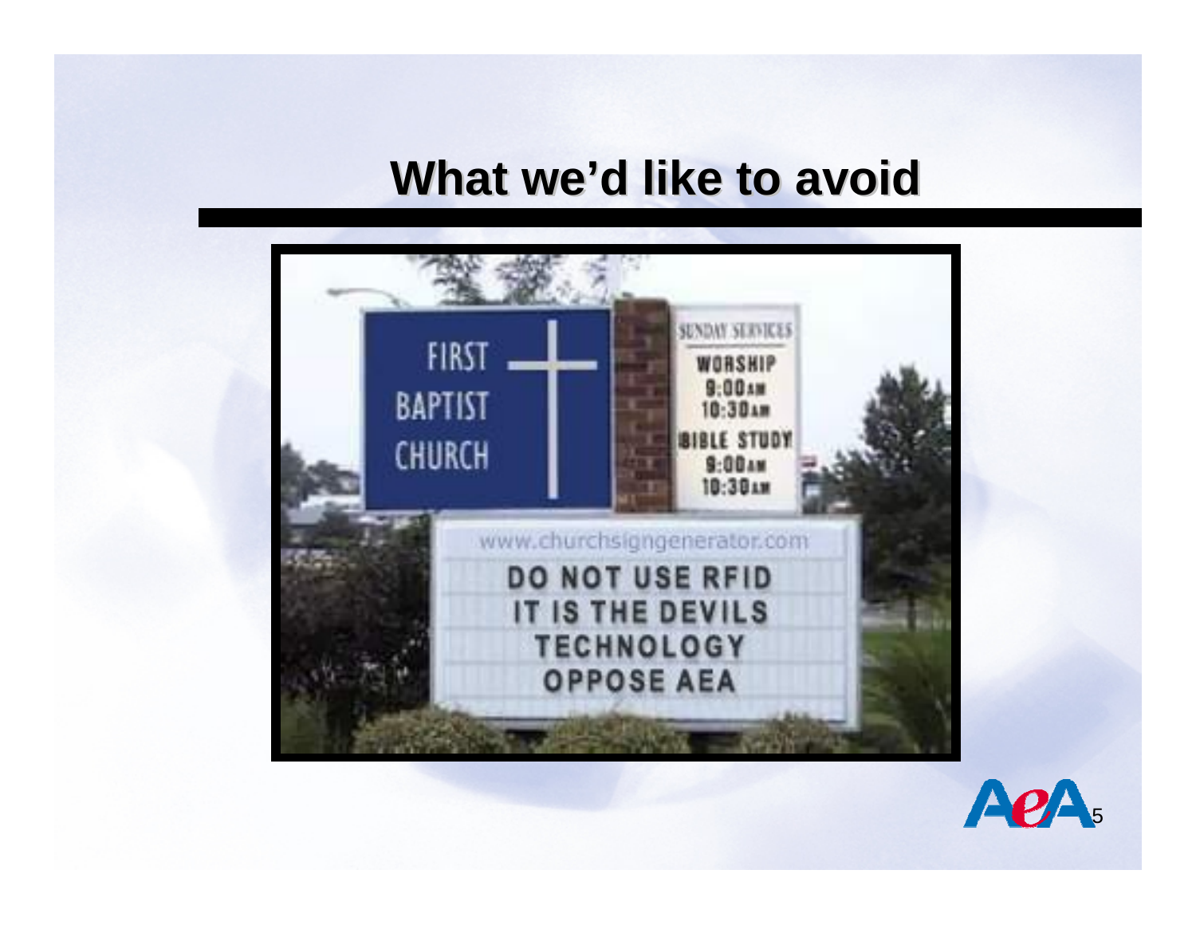## What we'd like to avoid

FIRST BAPTIST CHURCH

SUNDAY SERVICES

WORSHIP 9:00AM 10:30AM

BIBLE STUDY 9:00AM 10:30AM

www.churchsigngenerator.com

DO NOT USE RFID
IT IS THE DEVILS
TECHNOLOGY
OPPOSE AEA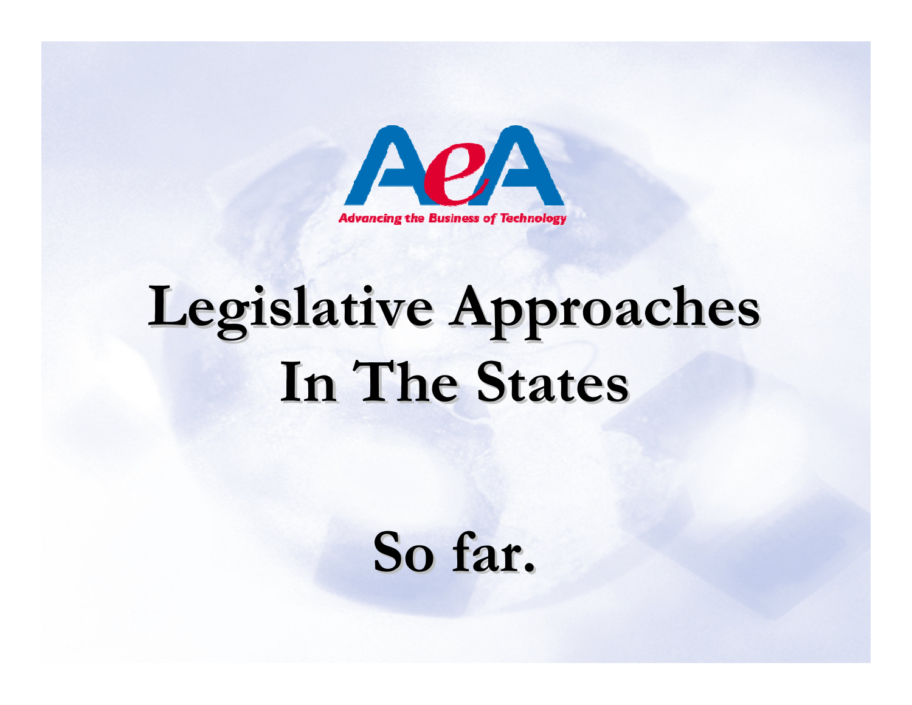AeA

Advancing the Business of Technology

# Legislative Approaches In The States

## So far.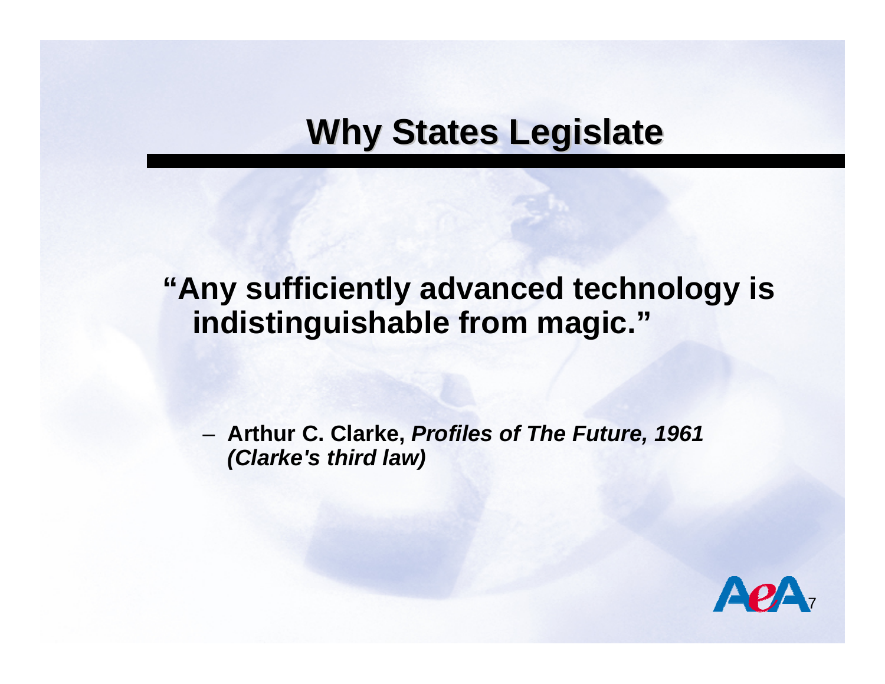# Why States Legislate

**"Any sufficiently advanced technology is indistinguishable from magic."**

– **Arthur C. Clarke, *Profiles of The Future, 1961 (Clarke's third law)***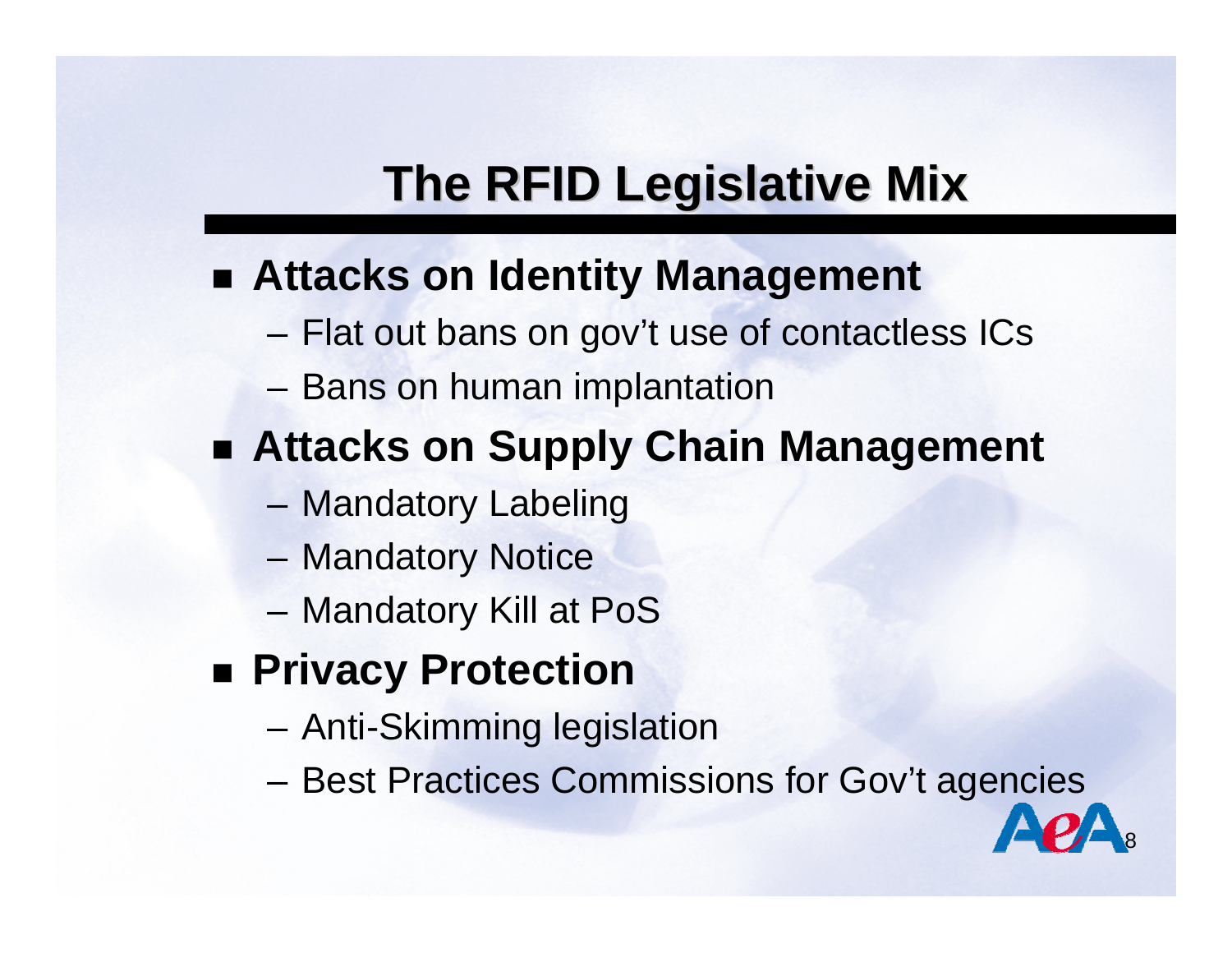# The RFID Legislative Mix

- **Attacks on Identity Management**
  - Flat out bans on gov't use of contactless ICs
  - Bans on human implantation
- **Attacks on Supply Chain Management**
  - Mandatory Labeling
  - Mandatory Notice
  - Mandatory Kill at PoS
- **Privacy Protection**
  - Anti-Skimming legislation
  - Best Practices Commissions for Gov't agencies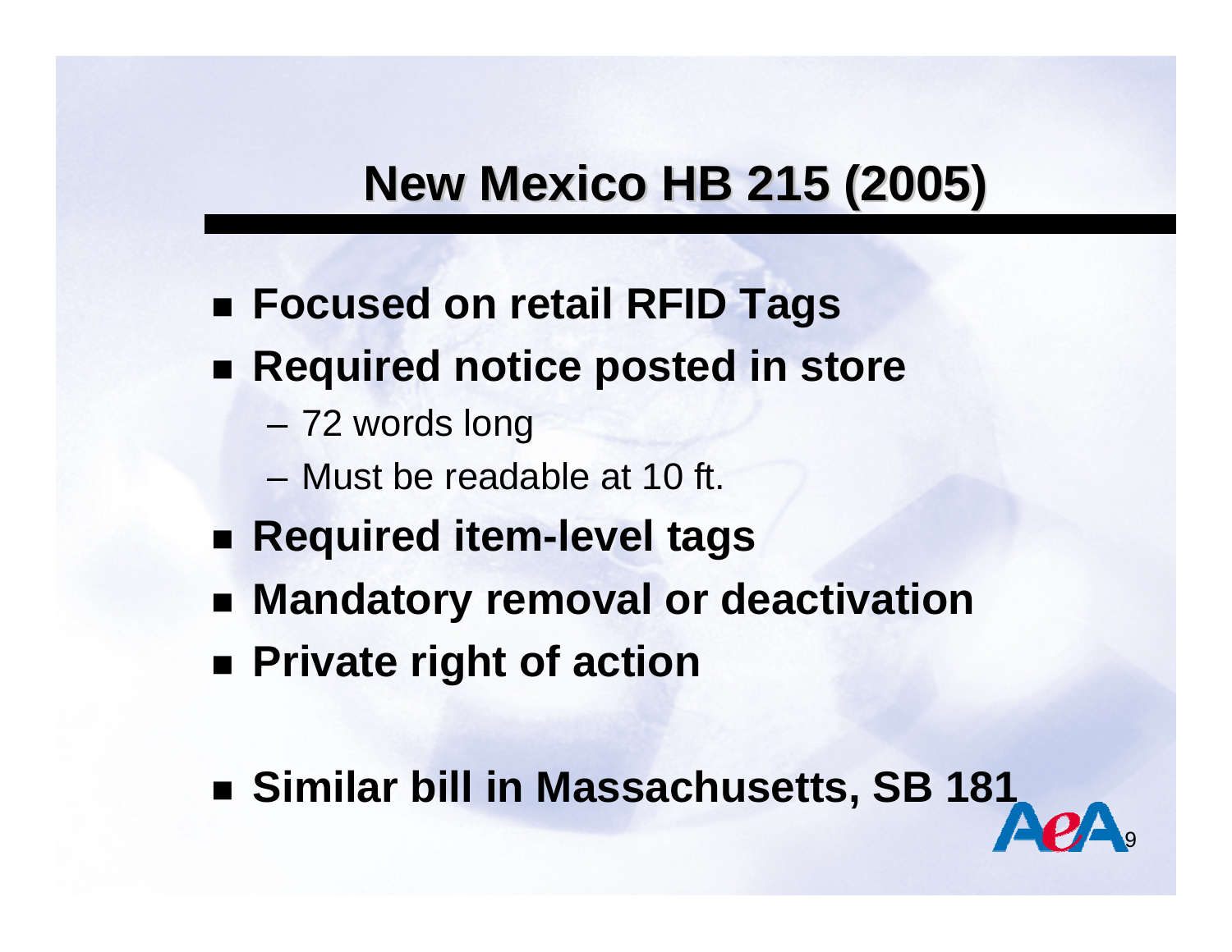# New Mexico HB 215 (2005)

- **Focused on retail RFID Tags**
- **Required notice posted in store**
  - 72 words long
  - Must be readable at 10 ft.
- **Required item-level tags**
- **Mandatory removal or deactivation**
- **Private right of action**

- **Similar bill in Massachusetts, SB 181**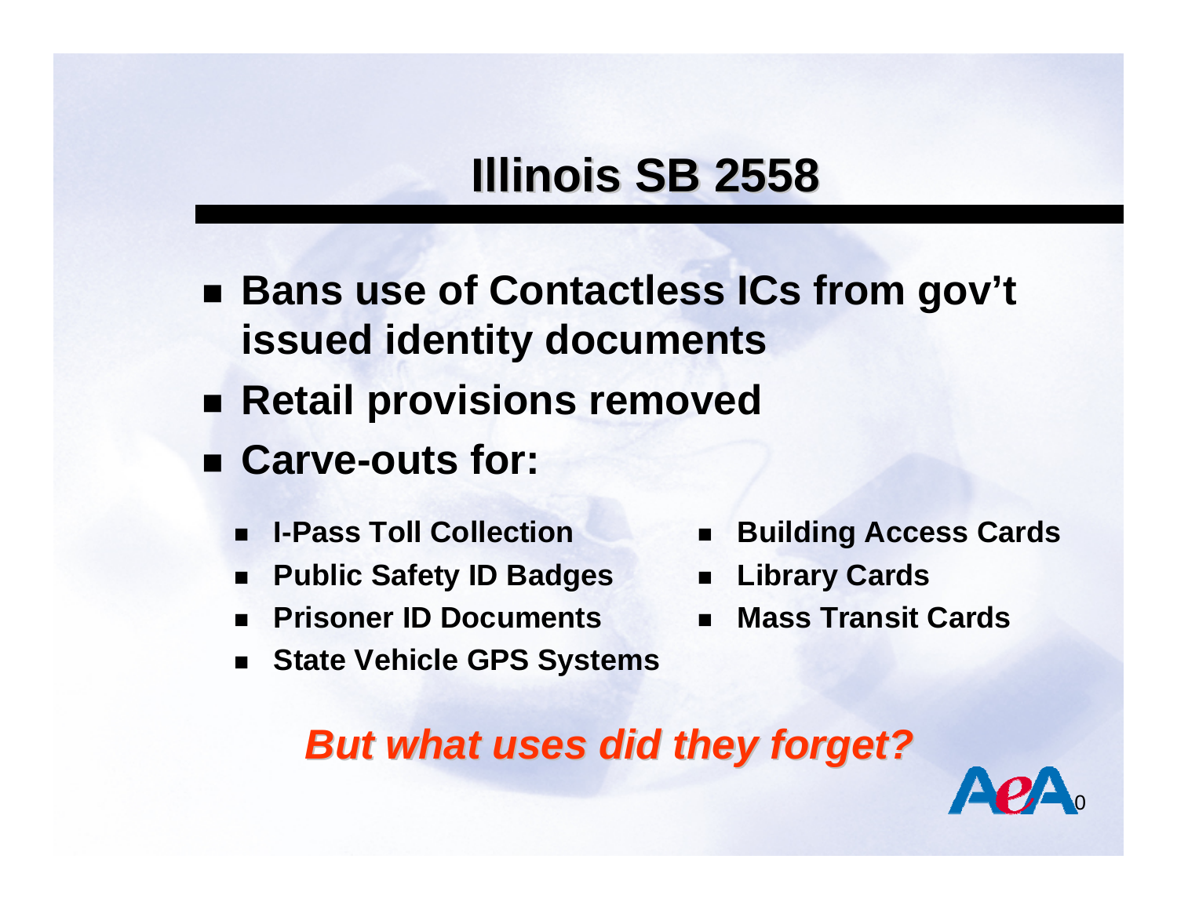# Illinois SB 2558

- Bans use of Contactless ICs from gov't issued identity documents
- Retail provisions removed
- Carve-outs for:
  - I-Pass Toll Collection
  - Public Safety ID Badges
  - Prisoner ID Documents
  - State Vehicle GPS Systems
  - Building Access Cards
  - Library Cards
  - Mass Transit Cards

***But what uses did they forget?***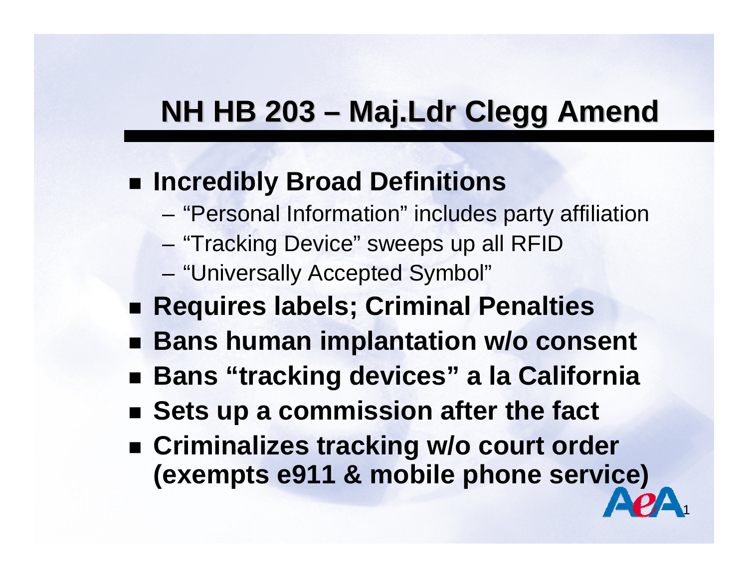# NH HB 203 – Maj.Ldr Clegg Amend

- **Incredibly Broad Definitions**
  - "Personal Information" includes party affiliation
  - "Tracking Device" sweeps up all RFID
  - "Universally Accepted Symbol"
- **Requires labels; Criminal Penalties**
- **Bans human implantation w/o consent**
- **Bans "tracking devices" a la California**
- **Sets up a commission after the fact**
- **Criminalizes tracking w/o court order (exempts e911 & mobile phone service)**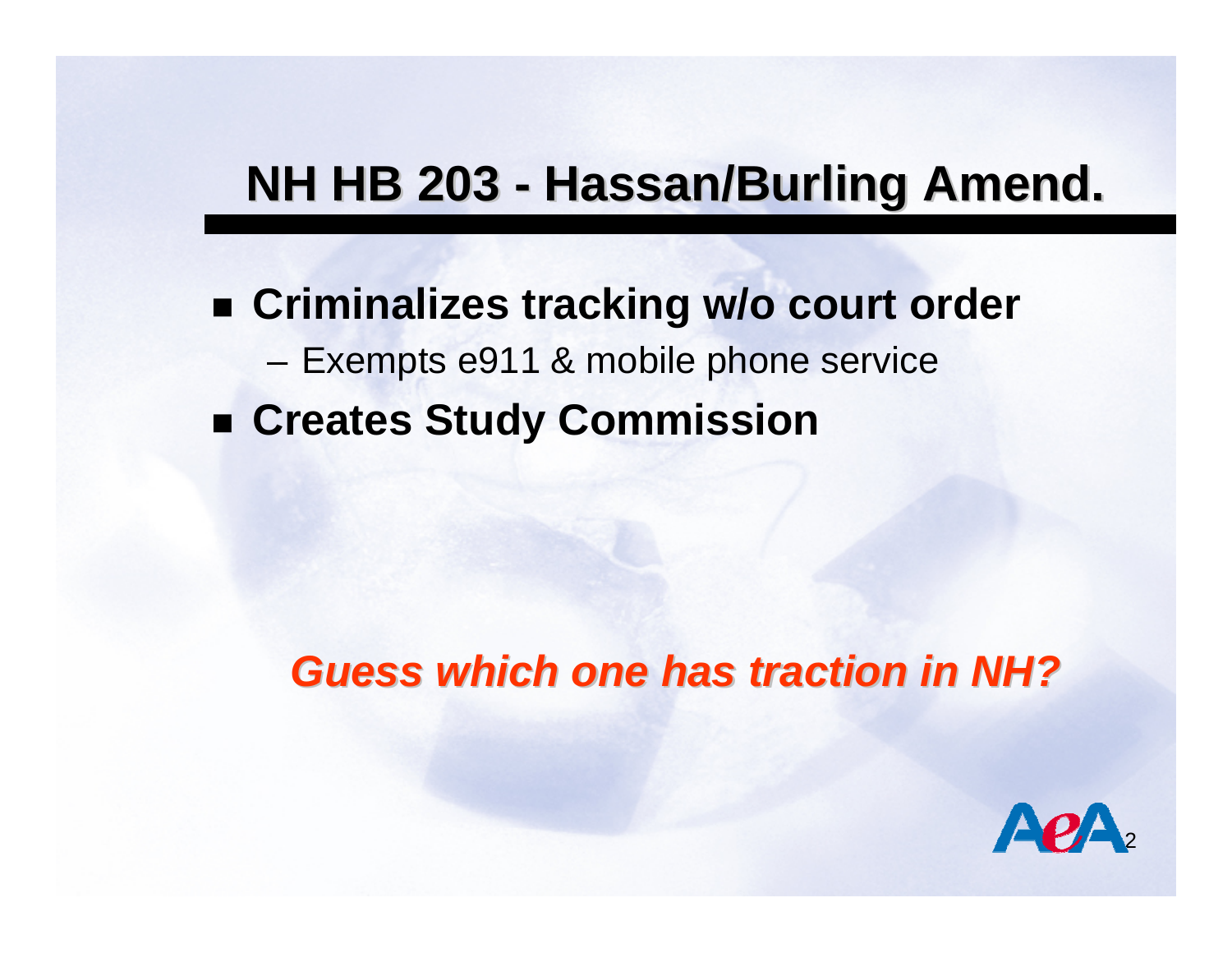# NH HB 203 - Hassan/Burling Amend.

- **Criminalizes tracking w/o court order**
  - Exempts e911 & mobile phone service
- **Creates Study Commission**

***Guess which one has traction in NH?***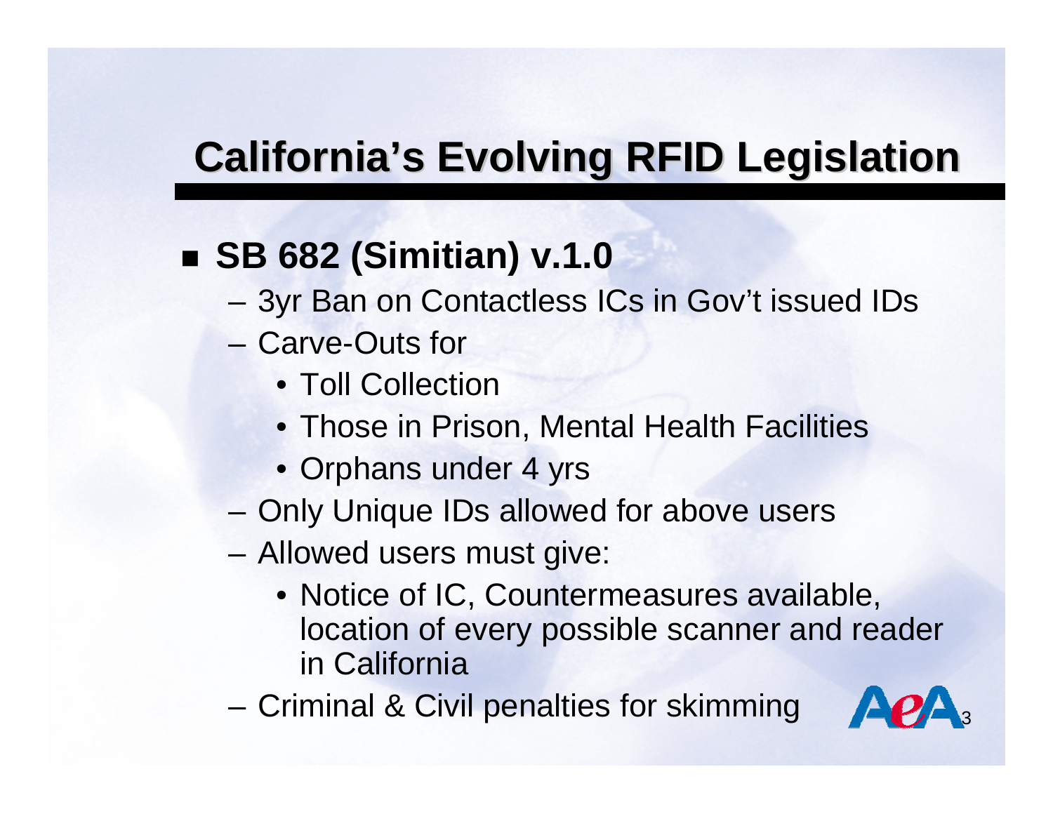# California's Evolving RFID Legislation

- **SB 682 (Simitian) v.1.0**
  - 3yr Ban on Contactless ICs in Gov't issued IDs
  - Carve-Outs for
    - Toll Collection
    - Those in Prison, Mental Health Facilities
    - Orphans under 4 yrs
  - Only Unique IDs allowed for above users
  - Allowed users must give:
    - Notice of IC, Countermeasures available, location of every possible scanner and reader in California
  - Criminal & Civil penalties for skimming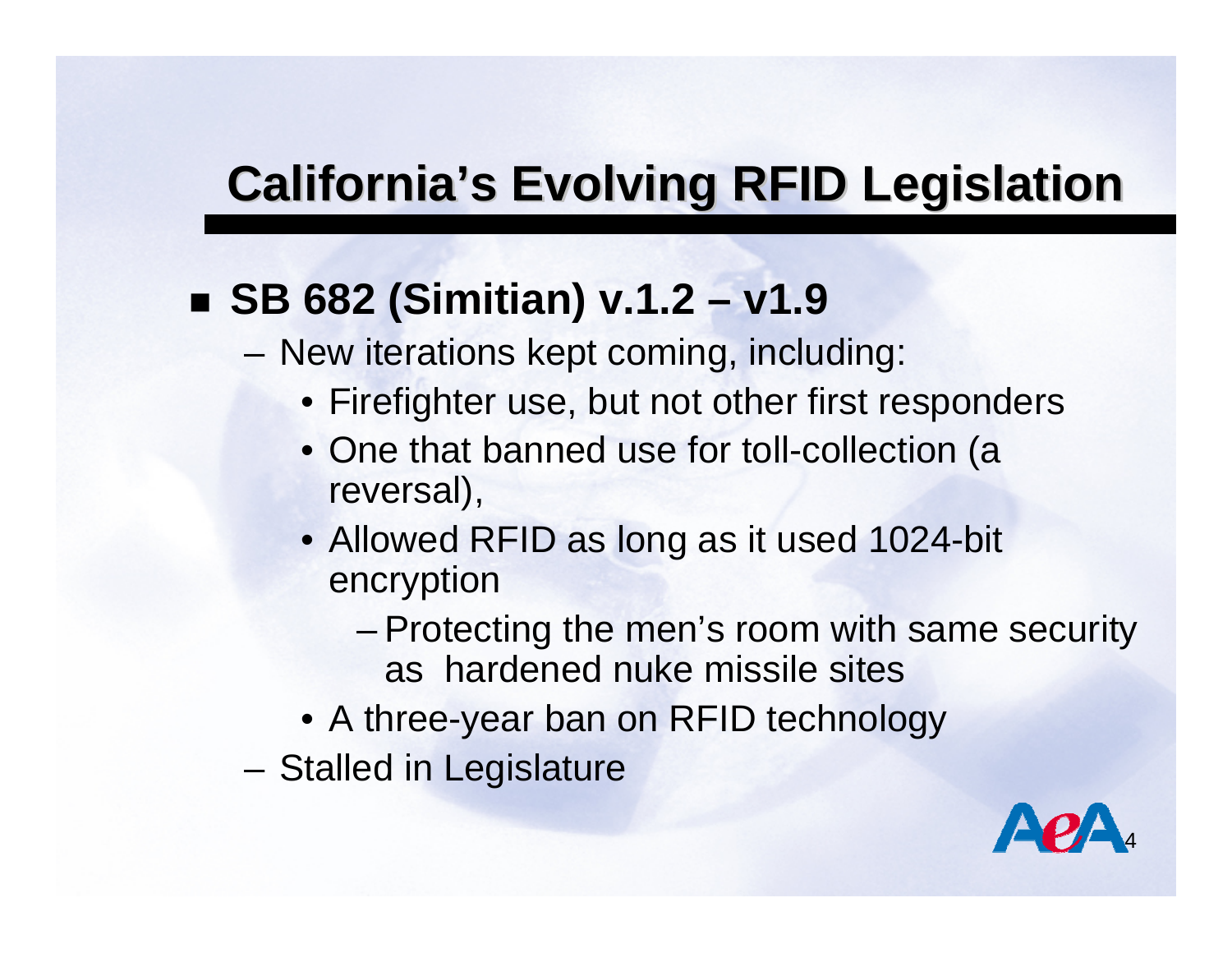# California's Evolving RFID Legislation

- **SB 682 (Simitian) v.1.2 – v1.9**
  - New iterations kept coming, including:
    - Firefighter use, but not other first responders
    - One that banned use for toll-collection (a reversal),
    - Allowed RFID as long as it used 1024-bit encryption
      - Protecting the men's room with same security as hardened nuke missile sites
    - A three-year ban on RFID technology
  - Stalled in Legislature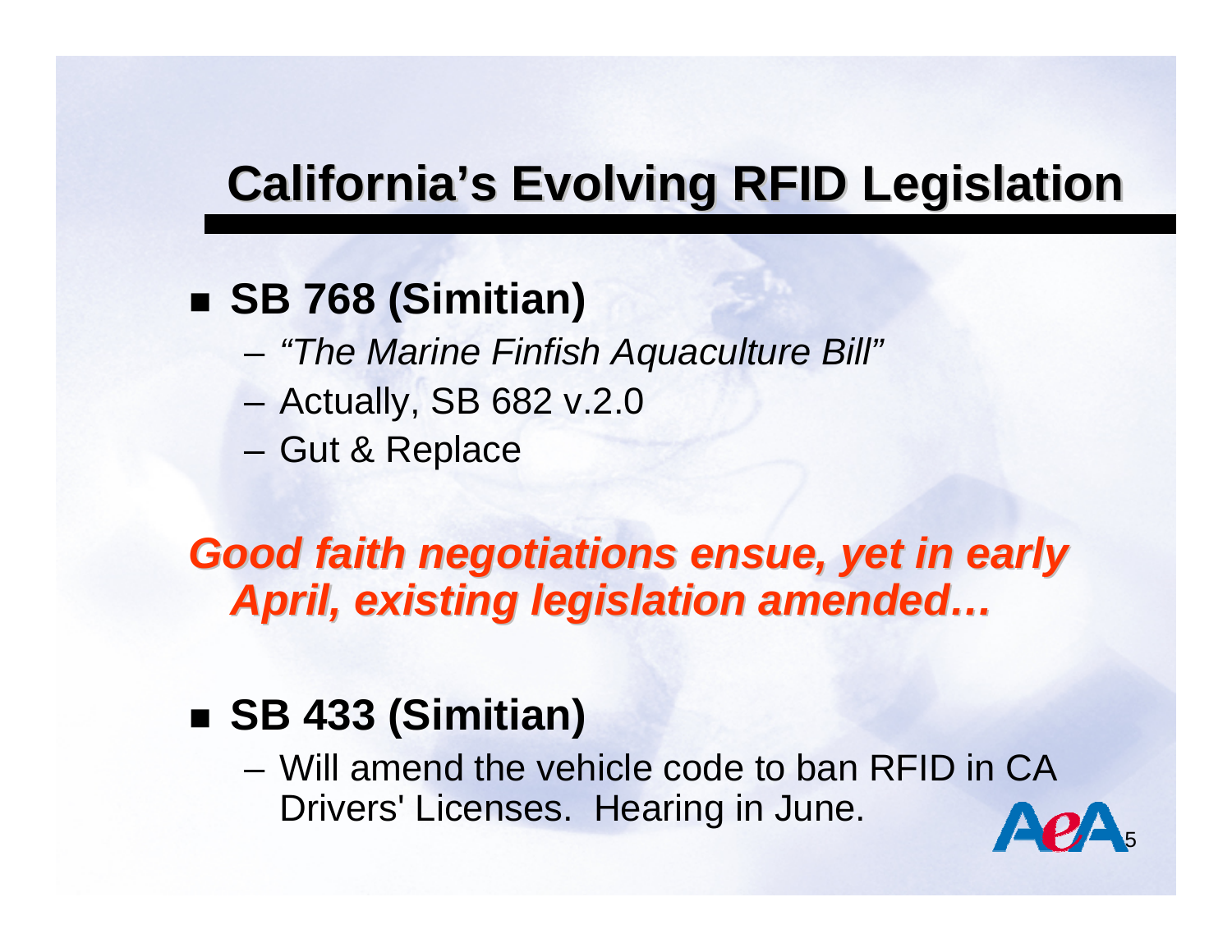# California's Evolving RFID Legislation

- **SB 768 (Simitian)**
  - *"The Marine Finfish Aquaculture Bill"*
  - Actually, SB 682 v.2.0
  - Gut & Replace

***Good faith negotiations ensue, yet in early April, existing legislation amended…***

- **SB 433 (Simitian)**
  - Will amend the vehicle code to ban RFID in CA Drivers' Licenses. Hearing in June.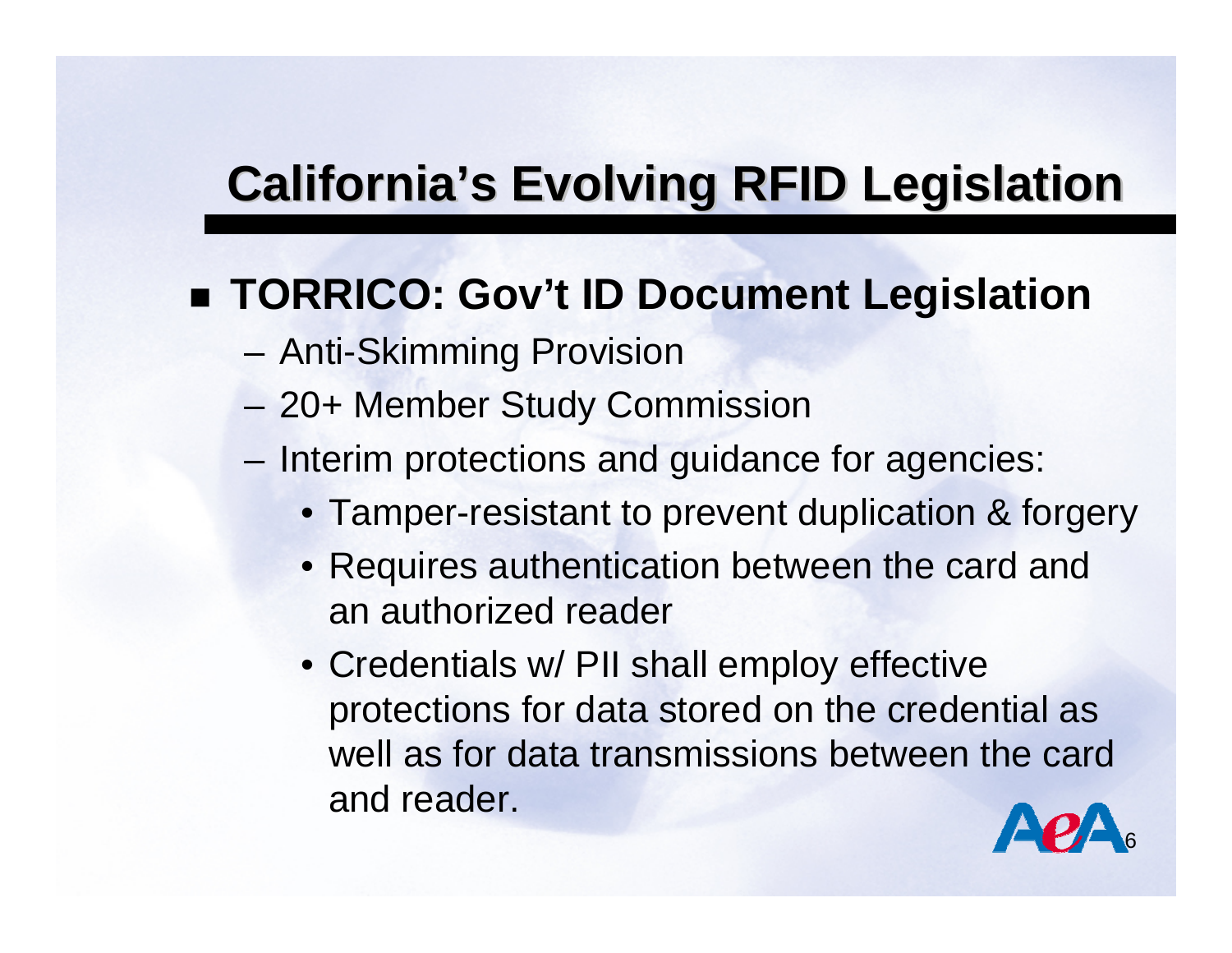# California's Evolving RFID Legislation

- **TORRICO: Gov't ID Document Legislation**
  - Anti-Skimming Provision
  - 20+ Member Study Commission
  - Interim protections and guidance for agencies:
    - Tamper-resistant to prevent duplication & forgery
    - Requires authentication between the card and an authorized reader
    - Credentials w/ PII shall employ effective protections for data stored on the credential as well as for data transmissions between the card and reader.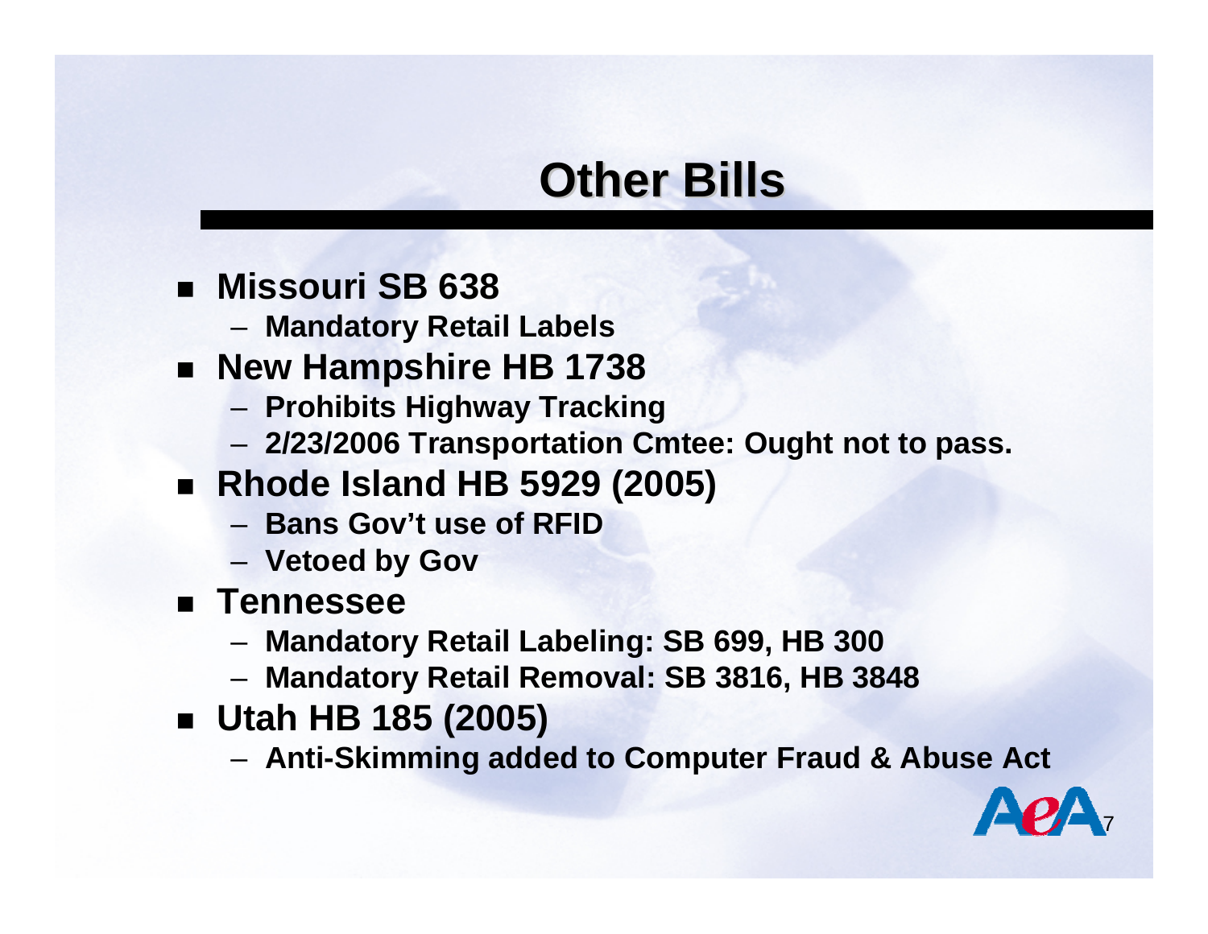# Other Bills

- **Missouri SB 638**
  - **Mandatory Retail Labels**
- **New Hampshire HB 1738**
  - **Prohibits Highway Tracking**
  - **2/23/2006 Transportation Cmtee: Ought not to pass.**
- **Rhode Island HB 5929 (2005)**
  - **Bans Gov't use of RFID**
  - **Vetoed by Gov**
- **Tennessee**
  - **Mandatory Retail Labeling: SB 699, HB 300**
  - **Mandatory Retail Removal: SB 3816, HB 3848**
- **Utah HB 185 (2005)**
  - **Anti-Skimming added to Computer Fraud & Abuse Act**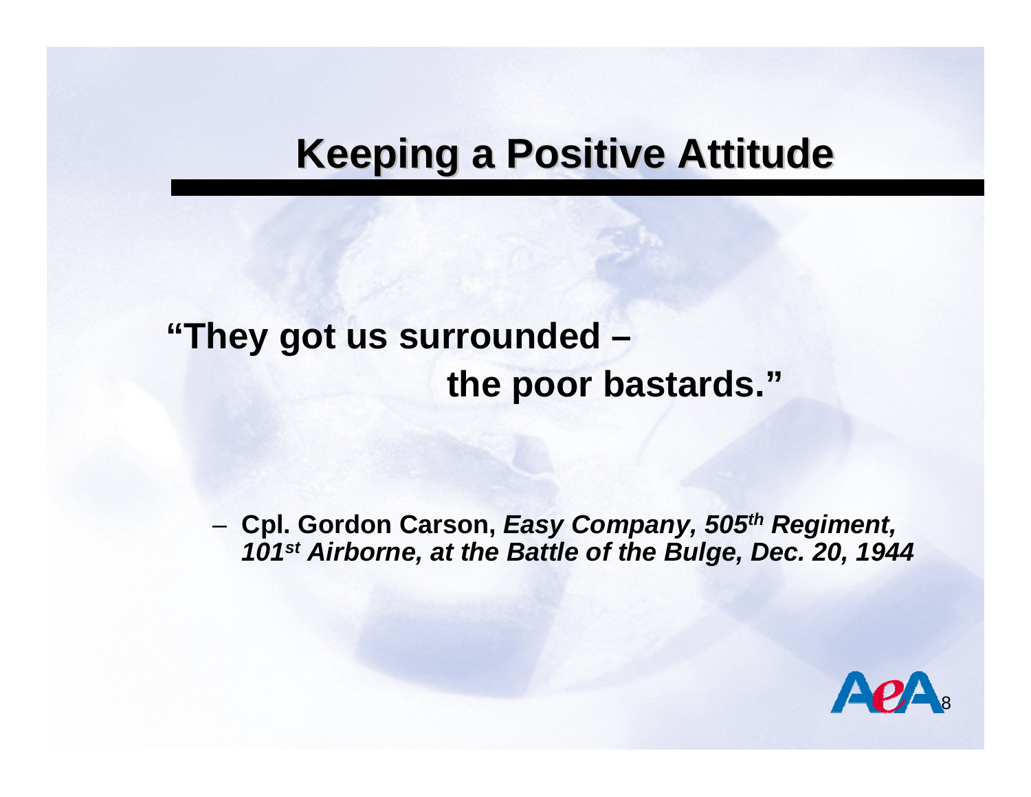# Keeping a Positive Attitude

**"They got us surrounded –**
**the poor bastards."**

- **Cpl. Gordon Carson,** ***Easy Company, 505th Regiment, 101st Airborne, at the Battle of the Bulge, Dec. 20, 1944***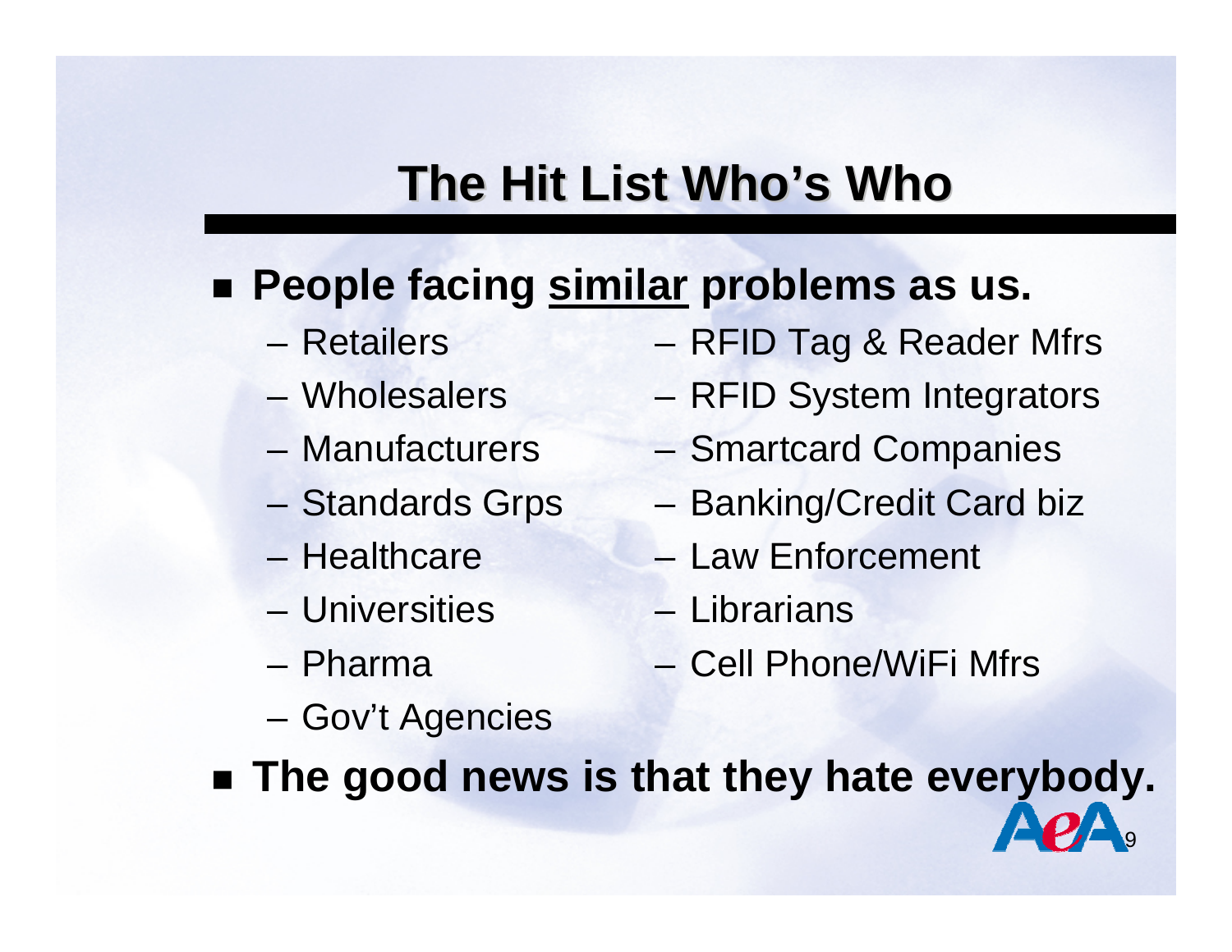# The Hit List Who's Who

- **People facing <u>similar</u> problems as us.**
  - Retailers
  - Wholesalers
  - Manufacturers
  - Standards Grps
  - Healthcare
  - Universities
  - Pharma
  - Gov't Agencies
  - RFID Tag & Reader Mfrs
  - RFID System Integrators
  - Smartcard Companies
  - Banking/Credit Card biz
  - Law Enforcement
  - Librarians
  - Cell Phone/WiFi Mfrs
- **The good news is that they hate everybody.**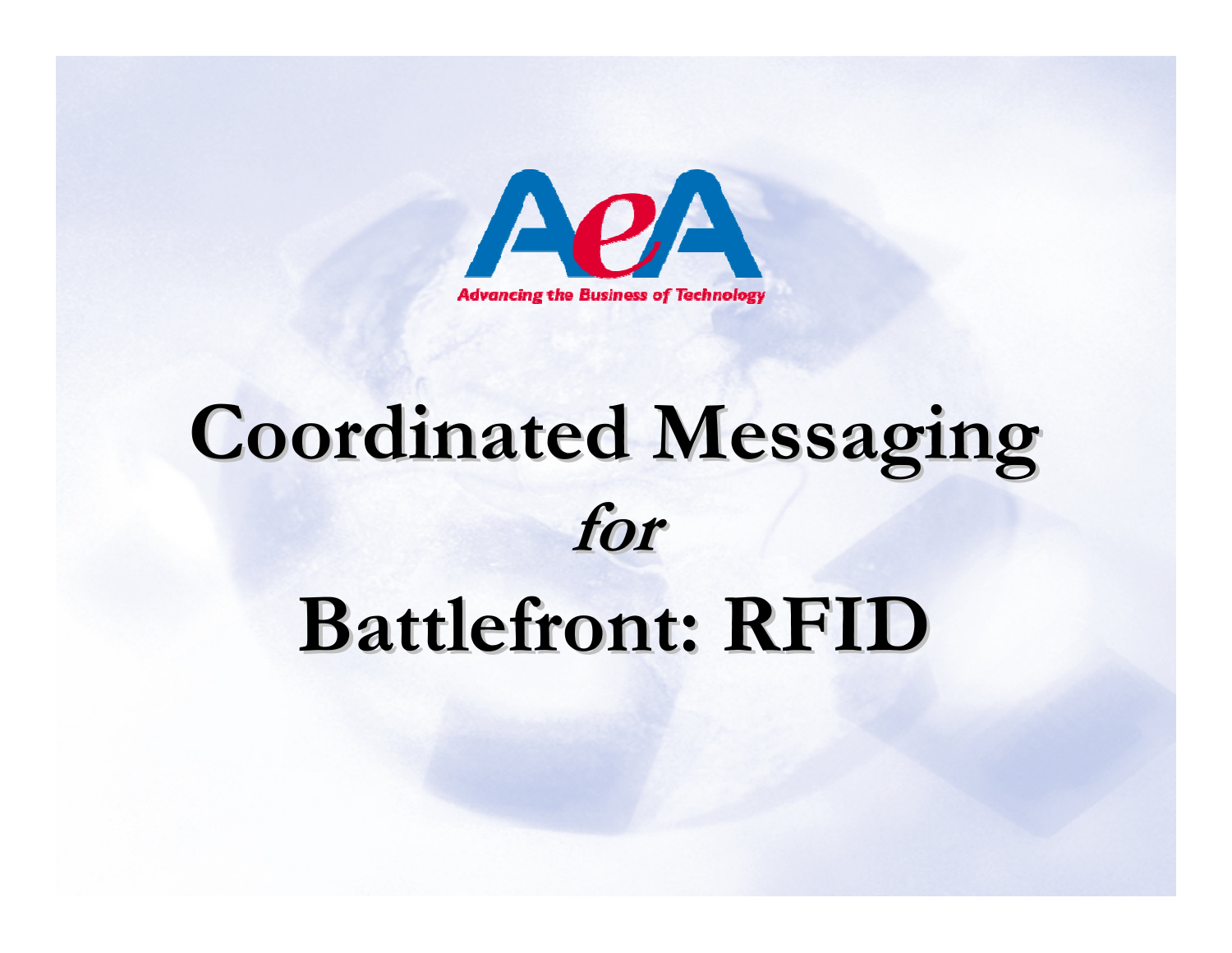AeA

Advancing the Business of Technology

# Coordinated Messaging

***for***

# Battlefront: RFID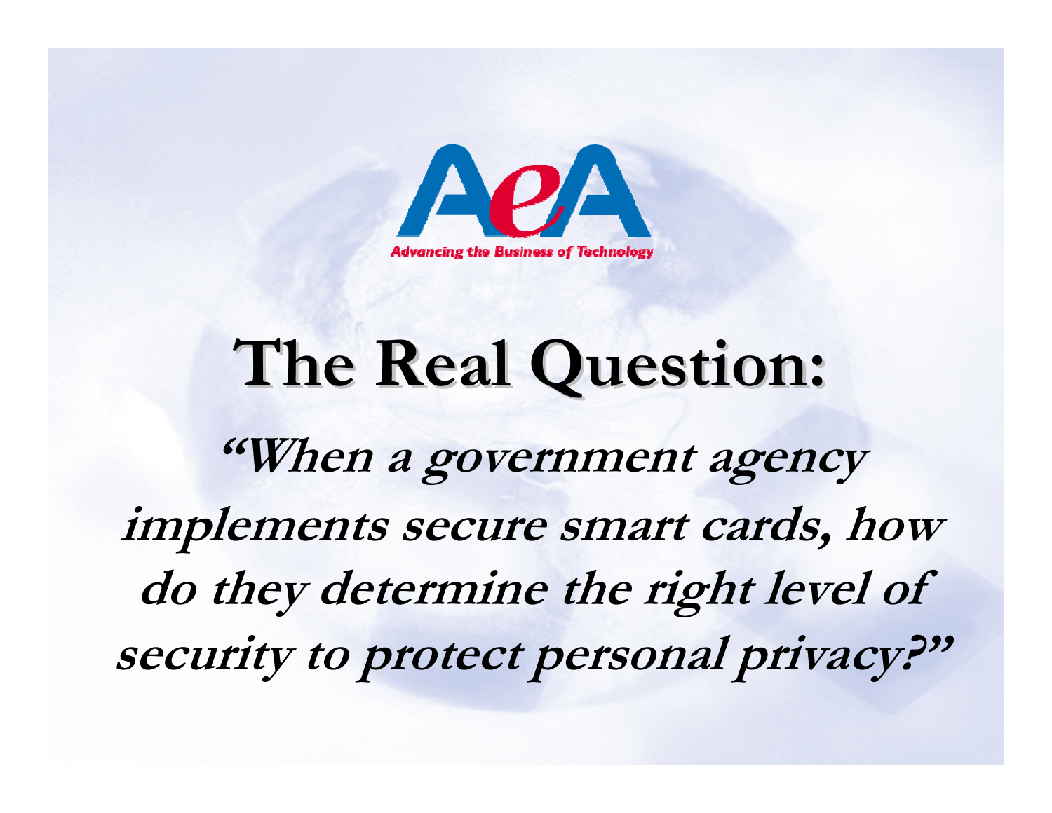AeA

Advancing the Business of Technology

# The Real Question:

***"When a government agency implements secure smart cards, how do they determine the right level of security to protect personal privacy?"***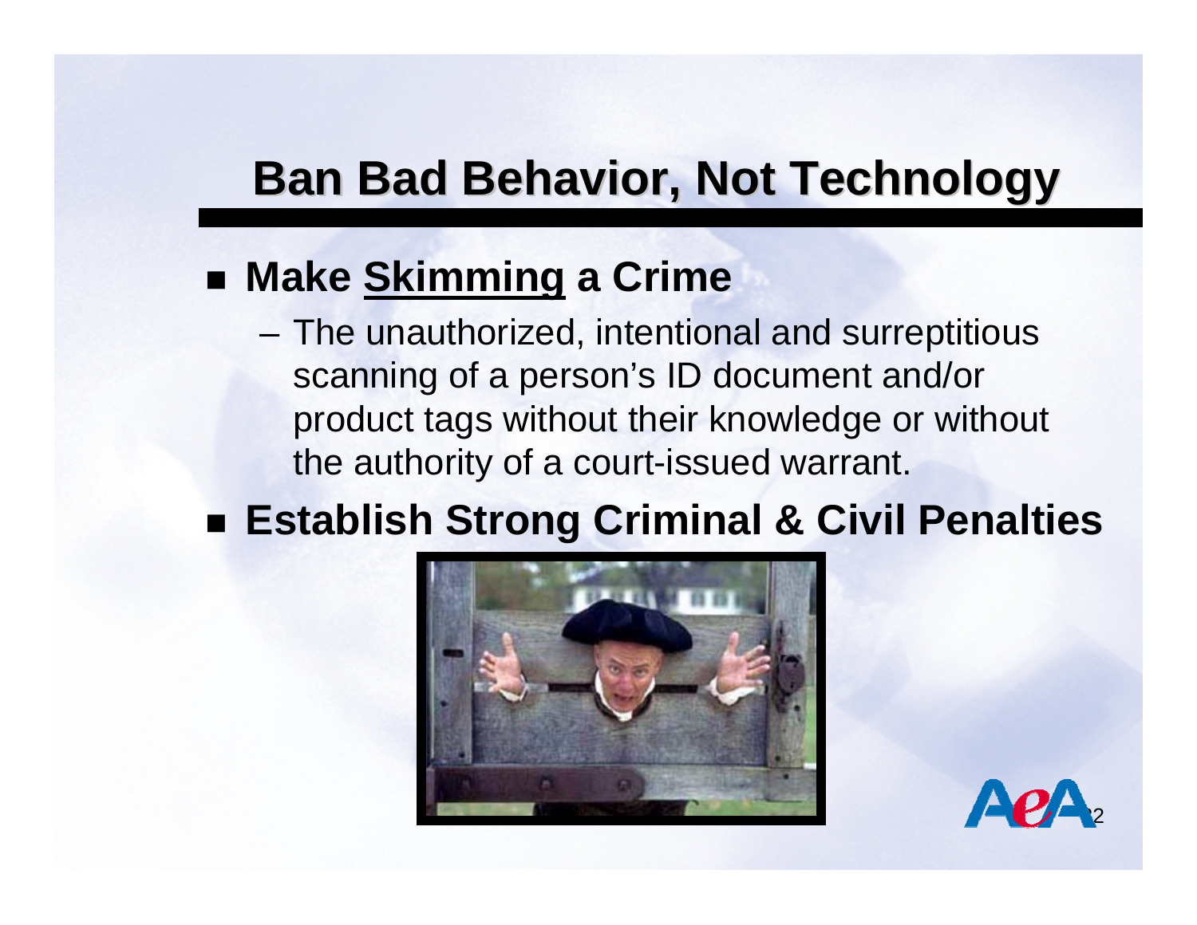# Ban Bad Behavior, Not Technology

- **Make Skimming a Crime**
  - The unauthorized, intentional and surreptitious scanning of a person's ID document and/or product tags without their knowledge or without the authority of a court-issued warrant.
- **Establish Strong Criminal & Civil Penalties**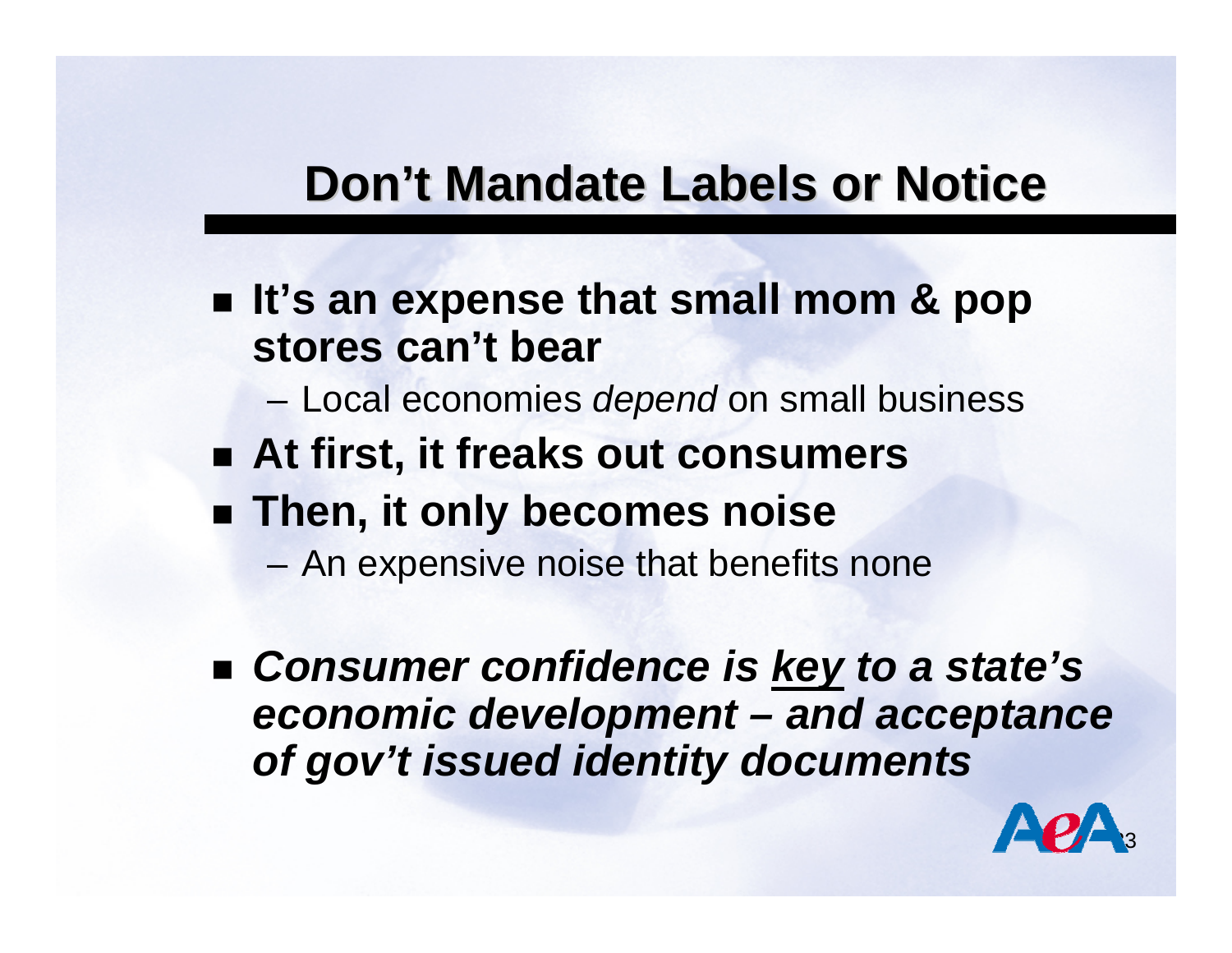# Don't Mandate Labels or Notice

- **It's an expense that small mom & pop stores can't bear**
  - Local economies *depend* on small business
- **At first, it freaks out consumers**
- **Then, it only becomes noise**
  - An expensive noise that benefits none

- ***Consumer confidence is <u>key</u> to a state's economic development – and acceptance of gov't issued identity documents***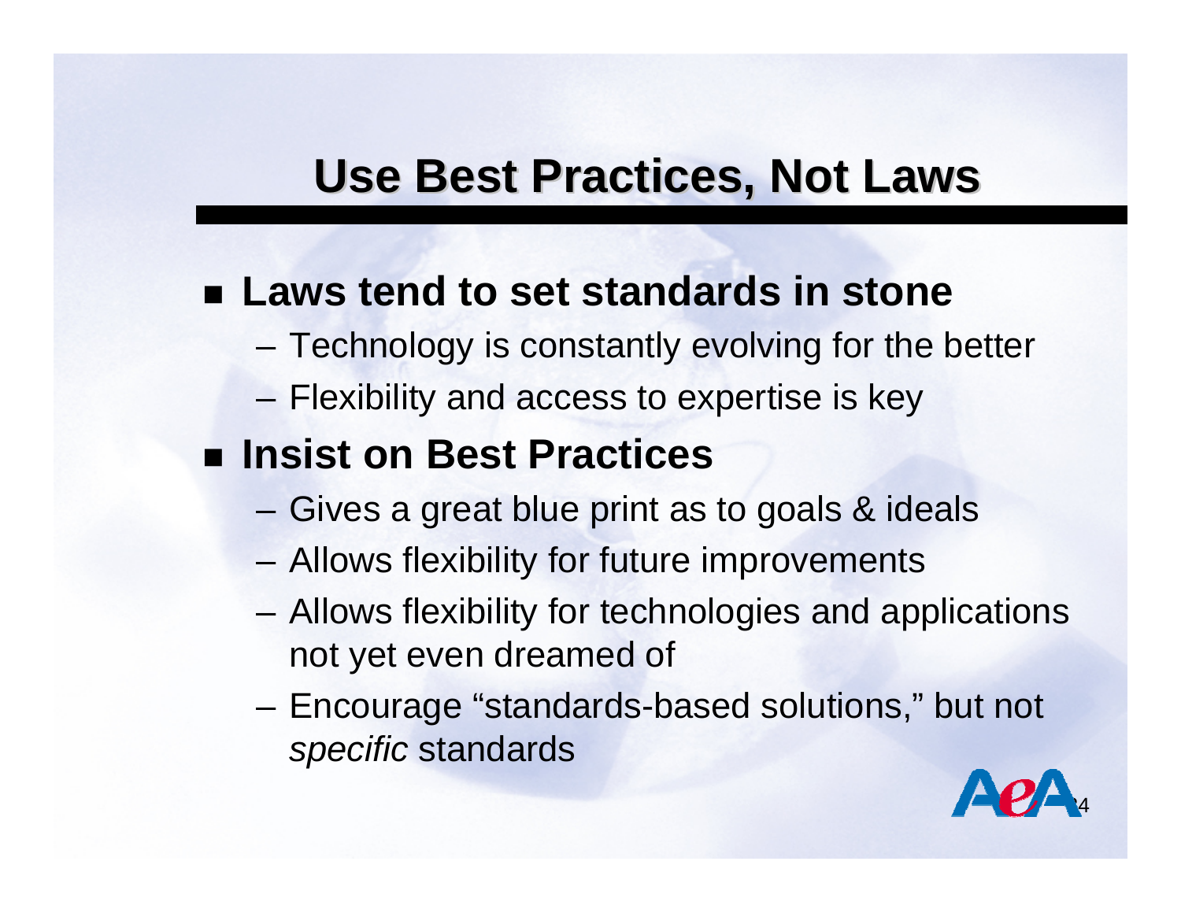# Use Best Practices, Not Laws

- **Laws tend to set standards in stone**
  - Technology is constantly evolving for the better
  - Flexibility and access to expertise is key
- **Insist on Best Practices**
  - Gives a great blue print as to goals & ideals
  - Allows flexibility for future improvements
  - Allows flexibility for technologies and applications not yet even dreamed of
  - Encourage "standards-based solutions," but not *specific* standards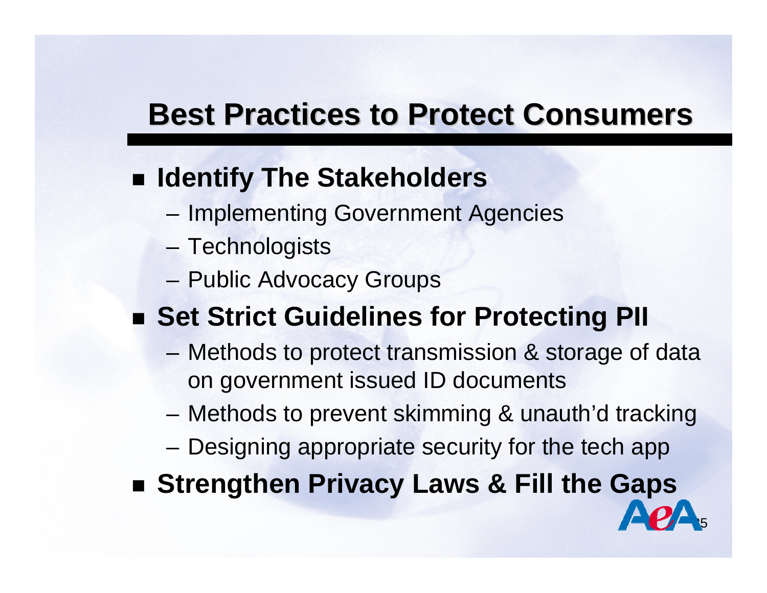# Best Practices to Protect Consumers

- **Identify The Stakeholders**
  - Implementing Government Agencies
  - Technologists
  - Public Advocacy Groups
- **Set Strict Guidelines for Protecting PII**
  - Methods to protect transmission & storage of data on government issued ID documents
  - Methods to prevent skimming & unauth'd tracking
  - Designing appropriate security for the tech app
- **Strengthen Privacy Laws & Fill the Gaps**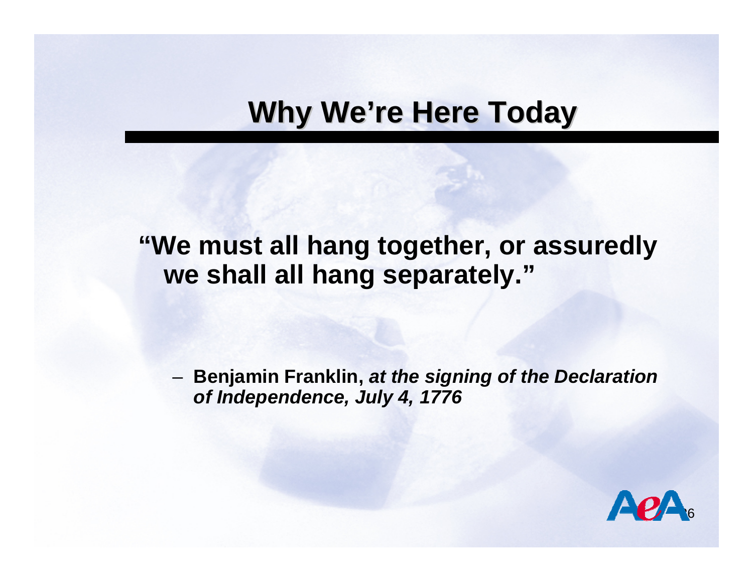# Why We're Here Today

**"We must all hang together, or assuredly we shall all hang separately."**

- **Benjamin Franklin,** ***at the signing of the Declaration of Independence, July 4, 1776***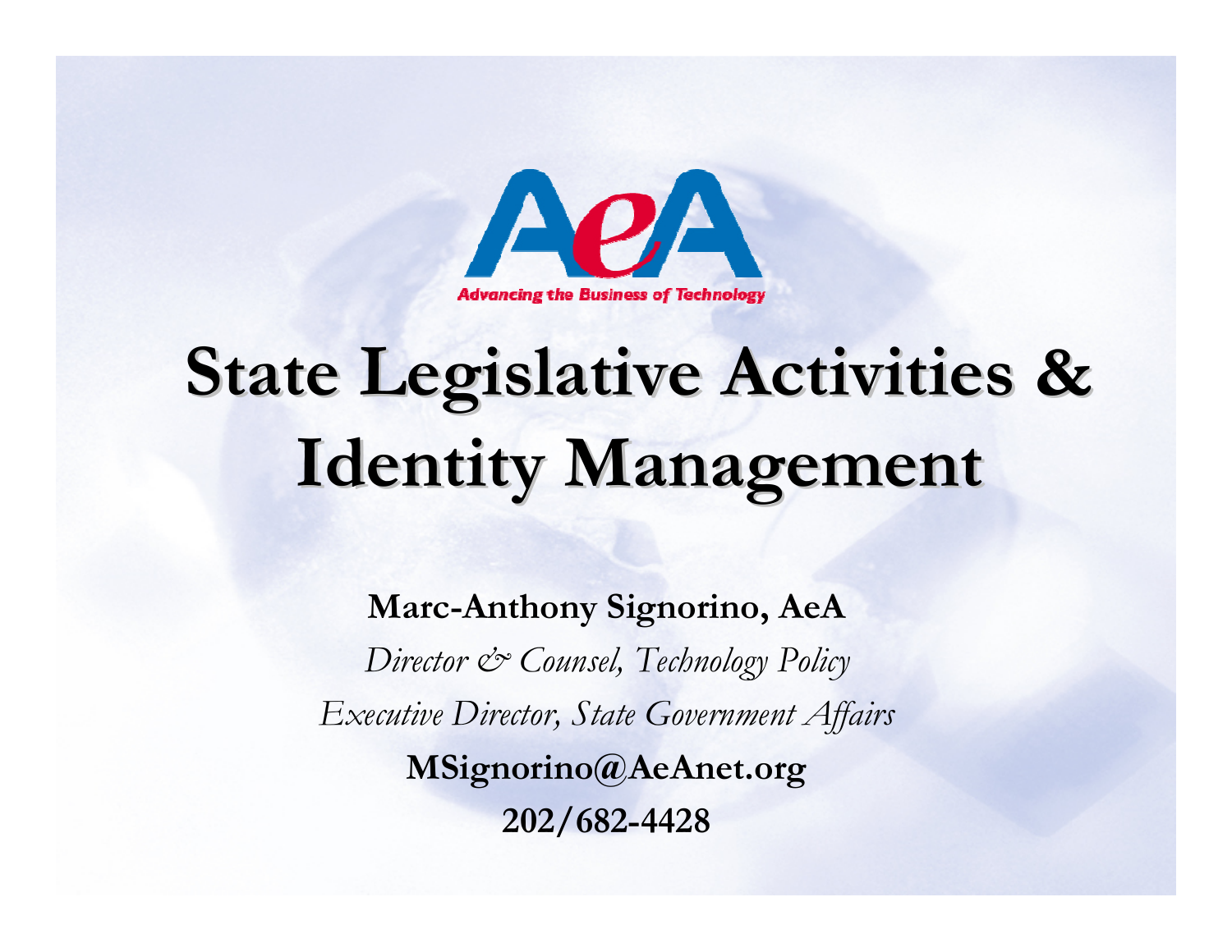AeA

Advancing the Business of Technology

# State Legislative Activities & Identity Management

**Marc-Anthony Signorino, AeA**

*Director & Counsel, Technology Policy*

*Executive Director, State Government Affairs*

**MSignorino@AeAnet.org**

**202/682-4428**